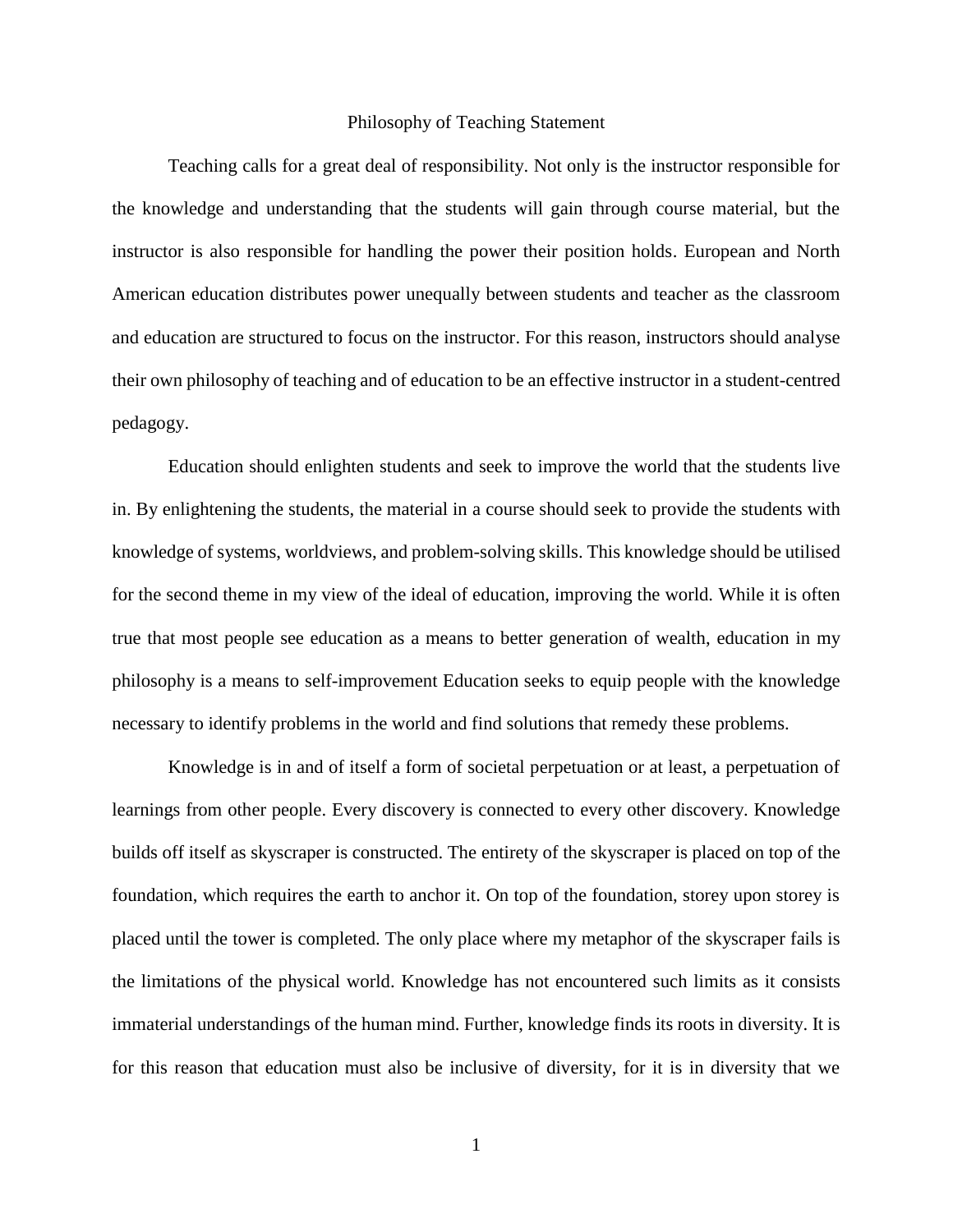# Philosophy of Teaching Statement

Teaching calls for a great deal of responsibility. Not only is the instructor responsible for the knowledge and understanding that the students will gain through course material, but the instructor is also responsible for handling the power their position holds. European and North American education distributes power unequally between students and teacher as the classroom and education are structured to focus on the instructor. For this reason, instructors should analyse their own philosophy of teaching and of education to be an effective instructor in a student-centred pedagogy.

Education should enlighten students and seek to improve the world that the students live in. By enlightening the students, the material in a course should seek to provide the students with knowledge of systems, worldviews, and problem-solving skills. This knowledge should be utilised for the second theme in my view of the ideal of education, improving the world. While it is often true that most people see education as a means to better generation of wealth, education in my philosophy is a means to self-improvement Education seeks to equip people with the knowledge necessary to identify problems in the world and find solutions that remedy these problems.

Knowledge is in and of itself a form of societal perpetuation or at least, a perpetuation of learnings from other people. Every discovery is connected to every other discovery. Knowledge builds off itself as skyscraper is constructed. The entirety of the skyscraper is placed on top of the foundation, which requires the earth to anchor it. On top of the foundation, storey upon storey is placed until the tower is completed. The only place where my metaphor of the skyscraper fails is the limitations of the physical world. Knowledge has not encountered such limits as it consists immaterial understandings of the human mind. Further, knowledge finds its roots in diversity. It is for this reason that education must also be inclusive of diversity, for it is in diversity that we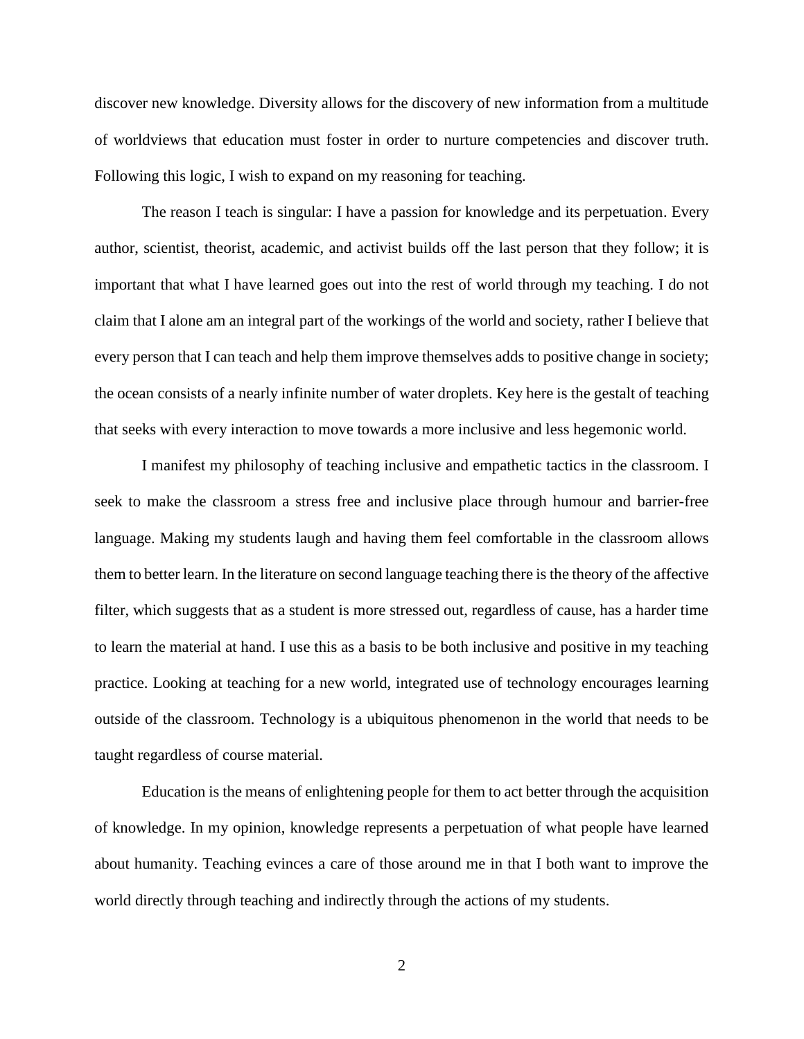discover new knowledge. Diversity allows for the discovery of new information from a multitude of worldviews that education must foster in order to nurture competencies and discover truth. Following this logic, I wish to expand on my reasoning for teaching.

The reason I teach is singular: I have a passion for knowledge and its perpetuation. Every author, scientist, theorist, academic, and activist builds off the last person that they follow; it is important that what I have learned goes out into the rest of world through my teaching. I do not claim that I alone am an integral part of the workings of the world and society, rather I believe that every person that I can teach and help them improve themselves adds to positive change in society; the ocean consists of a nearly infinite number of water droplets. Key here is the gestalt of teaching that seeks with every interaction to move towards a more inclusive and less hegemonic world.

I manifest my philosophy of teaching inclusive and empathetic tactics in the classroom. I seek to make the classroom a stress free and inclusive place through humour and barrier-free language. Making my students laugh and having them feel comfortable in the classroom allows them to better learn. In the literature on second language teaching there is the theory of the affective filter, which suggests that as a student is more stressed out, regardless of cause, has a harder time to learn the material at hand. I use this as a basis to be both inclusive and positive in my teaching practice. Looking at teaching for a new world, integrated use of technology encourages learning outside of the classroom. Technology is a ubiquitous phenomenon in the world that needs to be taught regardless of course material.

Education is the means of enlightening people for them to act better through the acquisition of knowledge. In my opinion, knowledge represents a perpetuation of what people have learned about humanity. Teaching evinces a care of those around me in that I both want to improve the world directly through teaching and indirectly through the actions of my students.